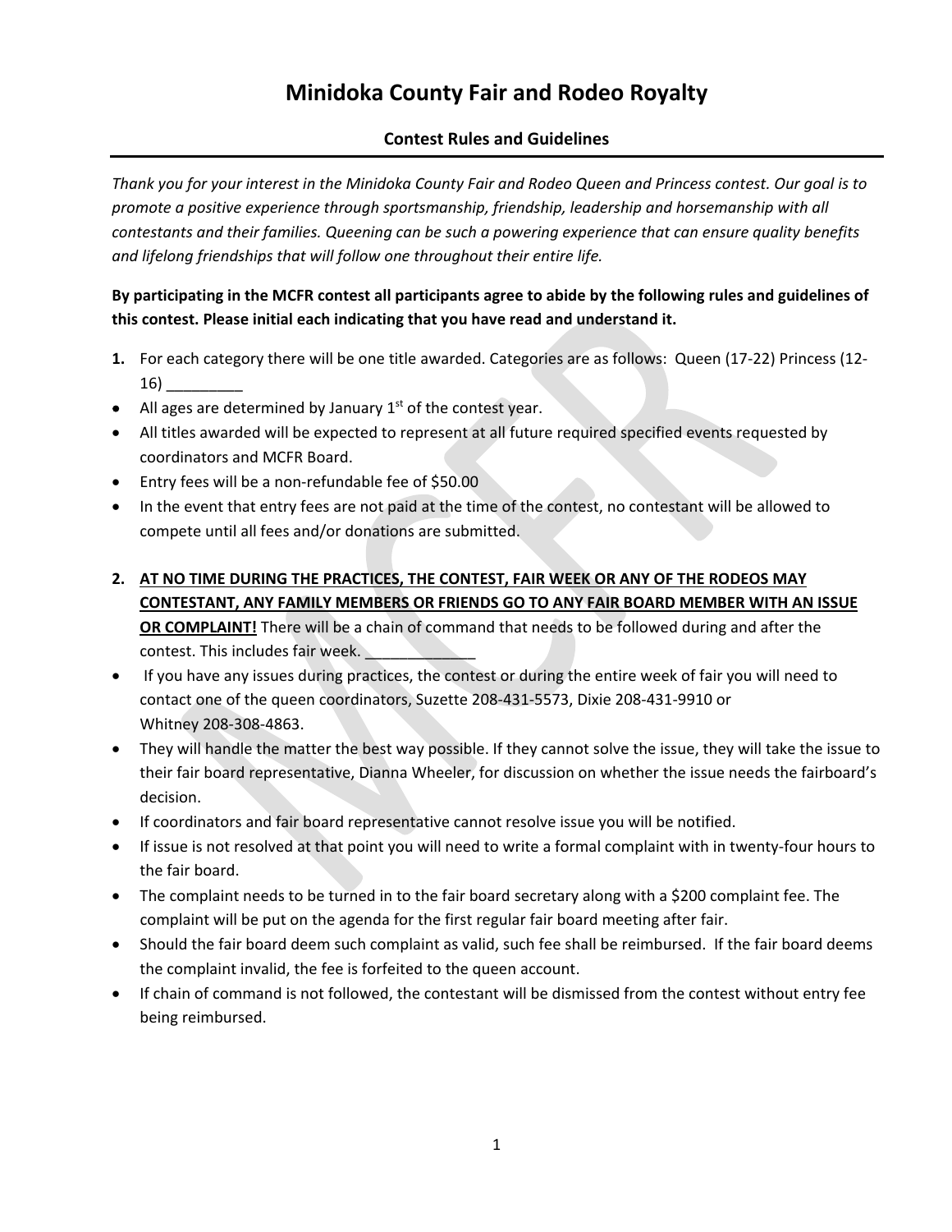# Minidoka County Fair and Rodeo Royalty

## Contest Rules and Guidelines

*Thank you for your interest in the Minidoka County Fair and Rodeo Queen and Princess contest. Our goal is to promote a positive experience through sportsmanship, friendship, leadership and horsemanship with all contestants and their families. Queening can be such a powering experience that can ensure quality benefits and lifelong friendships that will follow one throughout their entire life.*

**By participating in the MCFR contest all participants agree to abide by the following rules and guidelines of this contest. Please initial each indicating that you have read and understand it.**

1. For each category there will be one title awarded. Categories are as follows: Queen (17-22) Princess (12-16) _________

- All ages are determined by January 1st of the contest year.
- All titles awarded will be expected to represent at all future required specified events requested by coordinators and MCFR Board.
- Entry fees will be a non-refundable fee of $50.00
- In the event that entry fees are not paid at the time of the contest, no contestant will be allowed to compete until all fees and/or donations are submitted.

2. **<u>AT NO TIME DURING THE PRACTICES, THE CONTEST, FAIR WEEK OR ANY OF THE RODEOS MAY CONTESTANT, ANY FAMILY MEMBERS OR FRIENDS GO TO ANY FAIR BOARD MEMBER WITH AN ISSUE OR COMPLAINT!</u>** There will be a chain of command that needs to be followed during and after the contest. This includes fair week. _____________

- If you have any issues during practices, the contest or during the entire week of fair you will need to contact one of the queen coordinators, Suzette 208-431-5573, Dixie 208-431-9910 or Whitney 208-308-4863.
- They will handle the matter the best way possible. If they cannot solve the issue, they will take the issue to their fair board representative, Dianna Wheeler, for discussion on whether the issue needs the fairboard's decision.
- If coordinators and fair board representative cannot resolve issue you will be notified.
- If issue is not resolved at that point you will need to write a formal complaint with in twenty-four hours to the fair board.
- The complaint needs to be turned in to the fair board secretary along with a $200 complaint fee. The complaint will be put on the agenda for the first regular fair board meeting after fair.
- Should the fair board deem such complaint as valid, such fee shall be reimbursed. If the fair board deems the complaint invalid, the fee is forfeited to the queen account.
- If chain of command is not followed, the contestant will be dismissed from the contest without entry fee being reimbursed.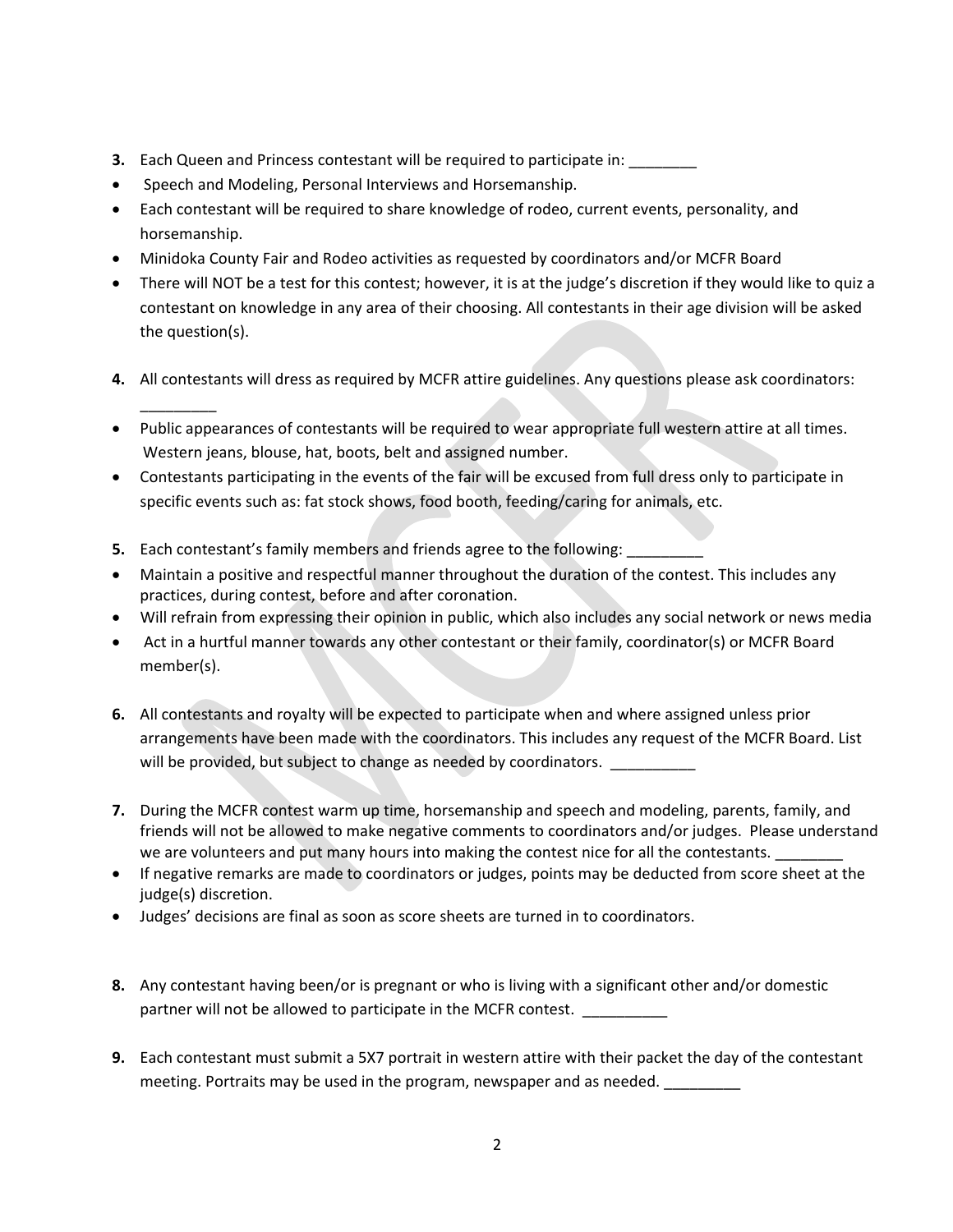3. Each Queen and Princess contestant will be required to participate in: ________

- Speech and Modeling, Personal Interviews and Horsemanship.
- Each contestant will be required to share knowledge of rodeo, current events, personality, and horsemanship.
- Minidoka County Fair and Rodeo activities as requested by coordinators and/or MCFR Board
- There will NOT be a test for this contest; however, it is at the judge's discretion if they would like to quiz a contestant on knowledge in any area of their choosing. All contestants in their age division will be asked the question(s).

4. All contestants will dress as required by MCFR attire guidelines. Any questions please ask coordinators: _________

- Public appearances of contestants will be required to wear appropriate full western attire at all times. Western jeans, blouse, hat, boots, belt and assigned number.
- Contestants participating in the events of the fair will be excused from full dress only to participate in specific events such as: fat stock shows, food booth, feeding/caring for animals, etc.

5. Each contestant's family members and friends agree to the following: _________

- Maintain a positive and respectful manner throughout the duration of the contest. This includes any practices, during contest, before and after coronation.
- Will refrain from expressing their opinion in public, which also includes any social network or news media
- Act in a hurtful manner towards any other contestant or their family, coordinator(s) or MCFR Board member(s).

6. All contestants and royalty will be expected to participate when and where assigned unless prior arrangements have been made with the coordinators. This includes any request of the MCFR Board. List will be provided, but subject to change as needed by coordinators. __________

7. During the MCFR contest warm up time, horsemanship and speech and modeling, parents, family, and friends will not be allowed to make negative comments to coordinators and/or judges. Please understand we are volunteers and put many hours into making the contest nice for all the contestants. ________

- If negative remarks are made to coordinators or judges, points may be deducted from score sheet at the judge(s) discretion.
- Judges' decisions are final as soon as score sheets are turned in to coordinators.

8. Any contestant having been/or is pregnant or who is living with a significant other and/or domestic partner will not be allowed to participate in the MCFR contest. __________

9. Each contestant must submit a 5X7 portrait in western attire with their packet the day of the contestant meeting. Portraits may be used in the program, newspaper and as needed. _________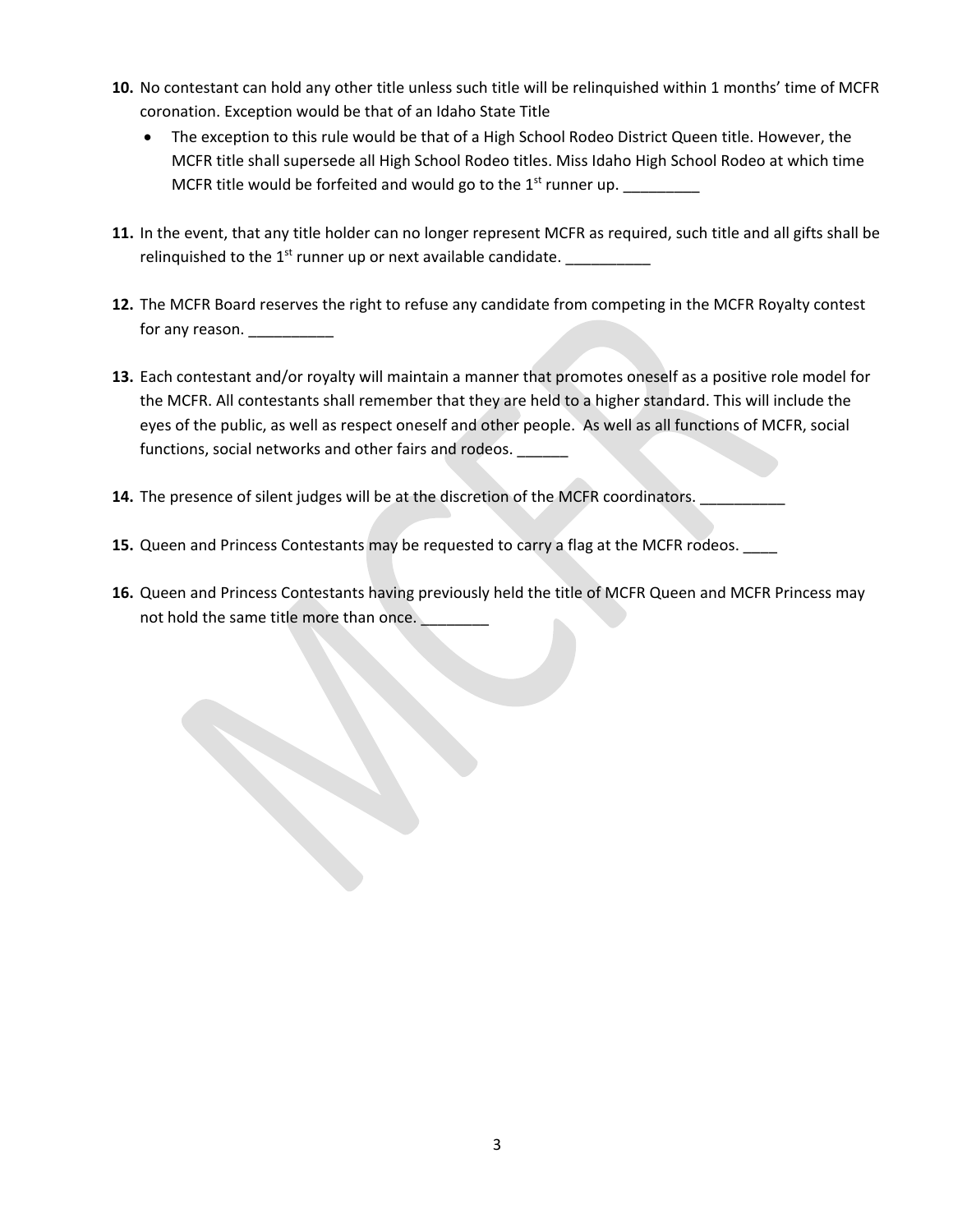10. No contestant can hold any other title unless such title will be relinquished within 1 months' time of MCFR coronation. Exception would be that of an Idaho State Title
    - The exception to this rule would be that of a High School Rodeo District Queen title. However, the MCFR title shall supersede all High School Rodeo titles. Miss Idaho High School Rodeo at which time MCFR title would be forfeited and would go to the 1st runner up. _________

11. In the event, that any title holder can no longer represent MCFR as required, such title and all gifts shall be relinquished to the 1st runner up or next available candidate. __________

12. The MCFR Board reserves the right to refuse any candidate from competing in the MCFR Royalty contest for any reason. __________

13. Each contestant and/or royalty will maintain a manner that promotes oneself as a positive role model for the MCFR. All contestants shall remember that they are held to a higher standard. This will include the eyes of the public, as well as respect oneself and other people. As well as all functions of MCFR, social functions, social networks and other fairs and rodeos. ______

14. The presence of silent judges will be at the discretion of the MCFR coordinators. __________

15. Queen and Princess Contestants may be requested to carry a flag at the MCFR rodeos. ____

16. Queen and Princess Contestants having previously held the title of MCFR Queen and MCFR Princess may not hold the same title more than once. ________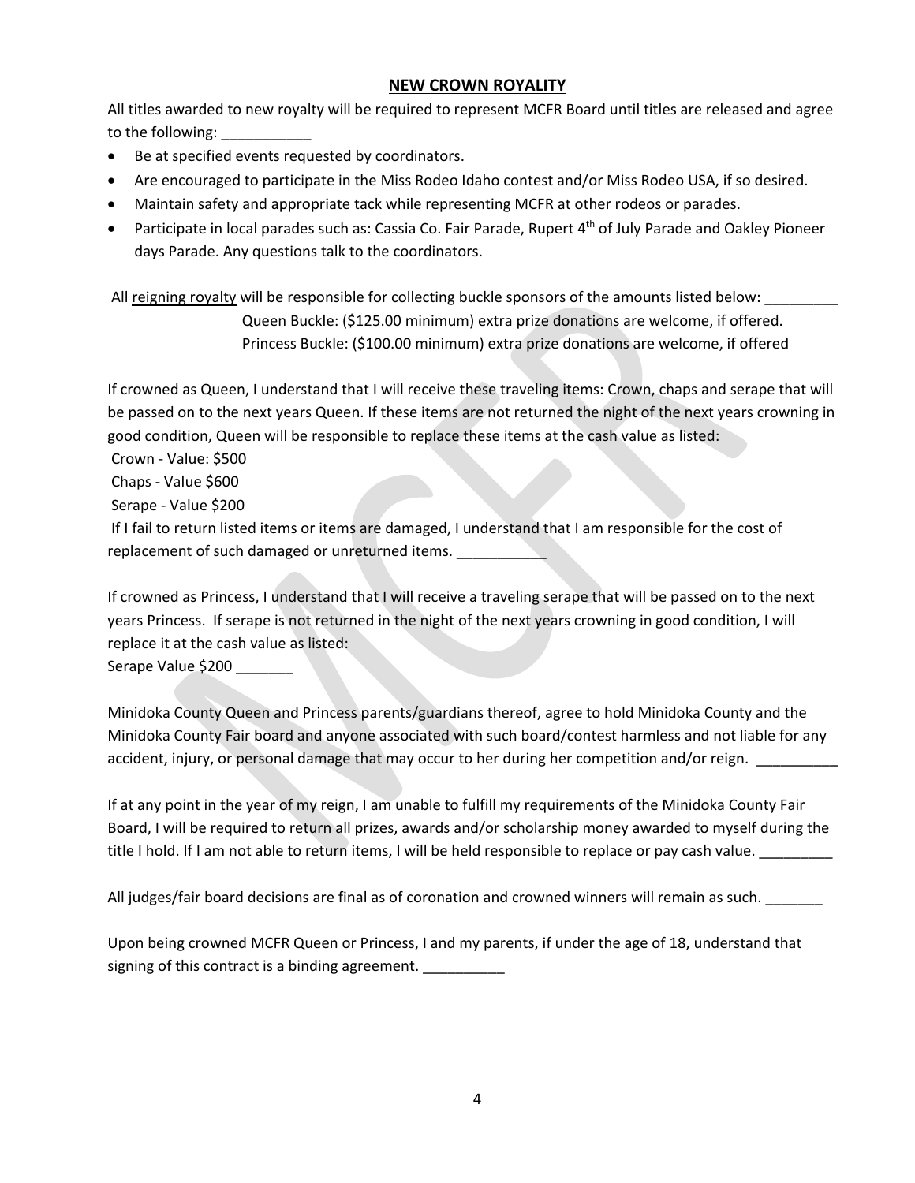## <u>NEW CROWN ROYALITY</u>

All titles awarded to new royalty will be required to represent MCFR Board until titles are released and agree to the following: ___________

- Be at specified events requested by coordinators.
- Are encouraged to participate in the Miss Rodeo Idaho contest and/or Miss Rodeo USA, if so desired.
- Maintain safety and appropriate tack while representing MCFR at other rodeos or parades.
- Participate in local parades such as: Cassia Co. Fair Parade, Rupert 4th of July Parade and Oakley Pioneer days Parade. Any questions talk to the coordinators.

All <u>reigning royalty</u> will be responsible for collecting buckle sponsors of the amounts listed below: _________

Queen Buckle: ($125.00 minimum) extra prize donations are welcome, if offered.

Princess Buckle: ($100.00 minimum) extra prize donations are welcome, if offered

If crowned as Queen, I understand that I will receive these traveling items: Crown, chaps and serape that will be passed on to the next years Queen. If these items are not returned the night of the next years crowning in good condition, Queen will be responsible to replace these items at the cash value as listed:

Crown - Value: $500

Chaps - Value $600

Serape - Value $200

If I fail to return listed items or items are damaged, I understand that I am responsible for the cost of replacement of such damaged or unreturned items. ___________

If crowned as Princess, I understand that I will receive a traveling serape that will be passed on to the next years Princess. If serape is not returned in the night of the next years crowning in good condition, I will replace it at the cash value as listed:

Serape Value $200 _______

Minidoka County Queen and Princess parents/guardians thereof, agree to hold Minidoka County and the Minidoka County Fair board and anyone associated with such board/contest harmless and not liable for any accident, injury, or personal damage that may occur to her during her competition and/or reign. __________

If at any point in the year of my reign, I am unable to fulfill my requirements of the Minidoka County Fair Board, I will be required to return all prizes, awards and/or scholarship money awarded to myself during the title I hold. If I am not able to return items, I will be held responsible to replace or pay cash value. _________

All judges/fair board decisions are final as of coronation and crowned winners will remain as such. _______

Upon being crowned MCFR Queen or Princess, I and my parents, if under the age of 18, understand that signing of this contract is a binding agreement. __________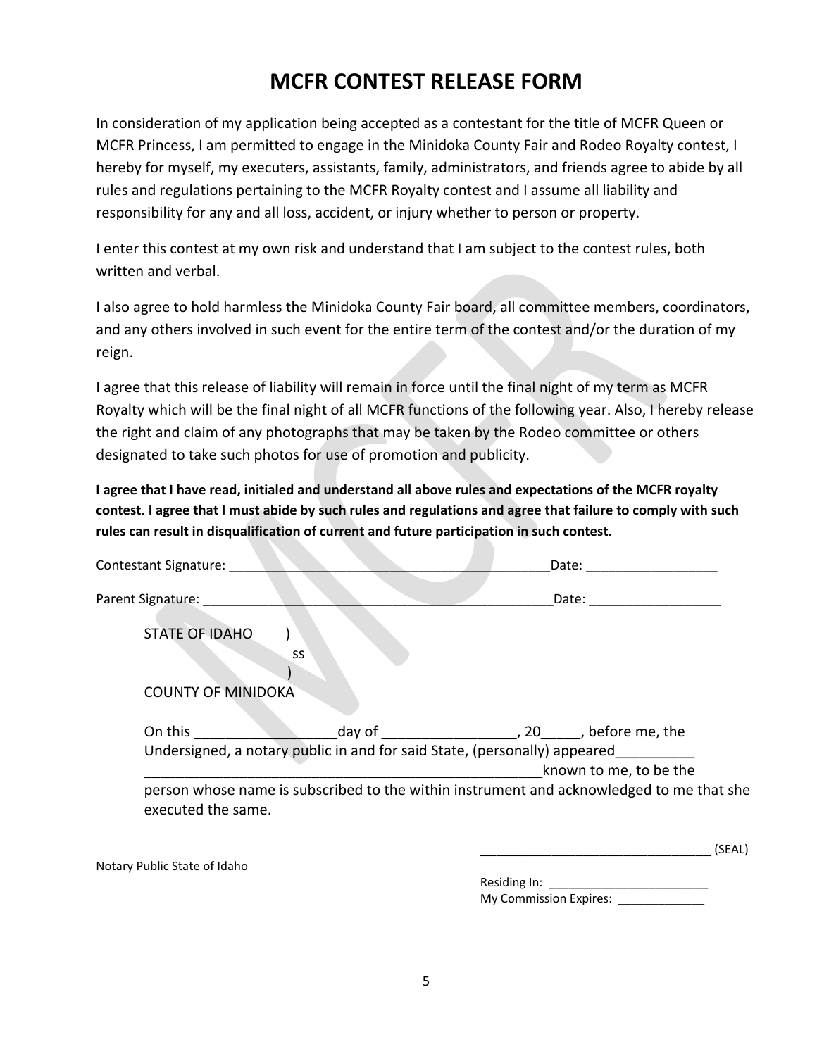# MCFR CONTEST RELEASE FORM

In consideration of my application being accepted as a contestant for the title of MCFR Queen or MCFR Princess, I am permitted to engage in the Minidoka County Fair and Rodeo Royalty contest, I hereby for myself, my executers, assistants, family, administrators, and friends agree to abide by all rules and regulations pertaining to the MCFR Royalty contest and I assume all liability and responsibility for any and all loss, accident, or injury whether to person or property.

I enter this contest at my own risk and understand that I am subject to the contest rules, both written and verbal.

I also agree to hold harmless the Minidoka County Fair board, all committee members, coordinators, and any others involved in such event for the entire term of the contest and/or the duration of my reign.

I agree that this release of liability will remain in force until the final night of my term as MCFR Royalty which will be the final night of all MCFR functions of the following year. Also, I hereby release the right and claim of any photographs that may be taken by the Rodeo committee or others designated to take such photos for use of promotion and publicity.

**I agree that I have read, initialed and understand all above rules and expectations of the MCFR royalty contest. I agree that I must abide by such rules and regulations and agree that failure to comply with such rules can result in disqualification of current and future participation in such contest.**

Contestant Signature: ____________________________________________Date: _________________

Parent Signature: ________________________________________________Date: _________________

STATE OF IDAHO )
ss
)
COUNTY OF MINIDOKA

On this _________________day of ________________, 20_____, before me, the Undersigned, a notary public in and for said State, (personally) appeared_________ ____________________________________________________known to me, to be the person whose name is subscribed to the within instrument and acknowledged to me that she executed the same.

_______________________________ (SEAL)

Notary Public State of Idaho

Residing In: _______________________
My Commission Expires: _____________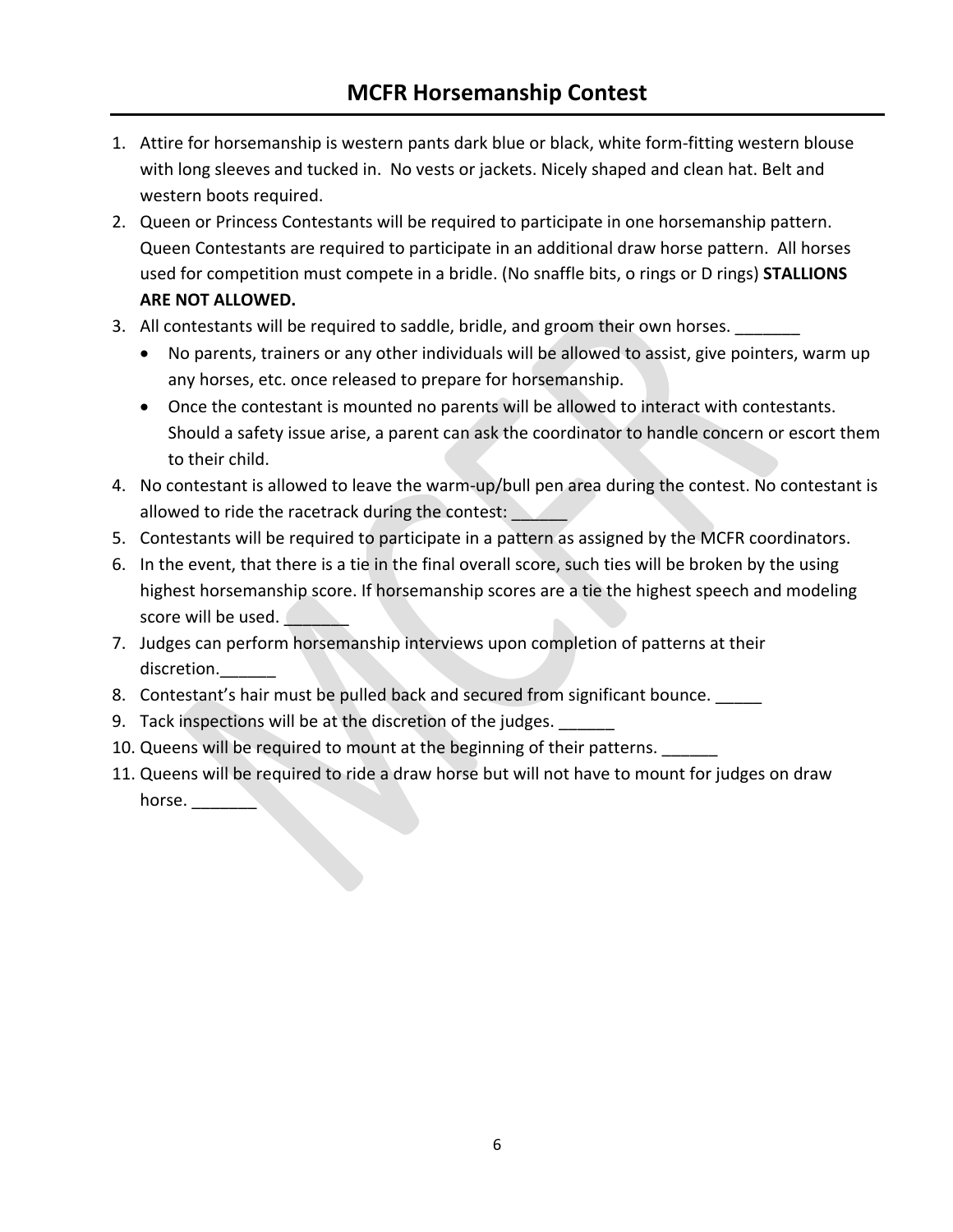# MCFR Horsemanship Contest

1. Attire for horsemanship is western pants dark blue or black, white form-fitting western blouse with long sleeves and tucked in. No vests or jackets. Nicely shaped and clean hat. Belt and western boots required.
2. Queen or Princess Contestants will be required to participate in one horsemanship pattern. Queen Contestants are required to participate in an additional draw horse pattern. All horses used for competition must compete in a bridle. (No snaffle bits, o rings or D rings) **STALLIONS ARE NOT ALLOWED.**
3. All contestants will be required to saddle, bridle, and groom their own horses. _______
   - No parents, trainers or any other individuals will be allowed to assist, give pointers, warm up any horses, etc. once released to prepare for horsemanship.
   - Once the contestant is mounted no parents will be allowed to interact with contestants. Should a safety issue arise, a parent can ask the coordinator to handle concern or escort them to their child.
4. No contestant is allowed to leave the warm-up/bull pen area during the contest. No contestant is allowed to ride the racetrack during the contest: ______
5. Contestants will be required to participate in a pattern as assigned by the MCFR coordinators.
6. In the event, that there is a tie in the final overall score, such ties will be broken by the using highest horsemanship score. If horsemanship scores are a tie the highest speech and modeling score will be used. _______
7. Judges can perform horsemanship interviews upon completion of patterns at their discretion.______
8. Contestant's hair must be pulled back and secured from significant bounce. _____
9. Tack inspections will be at the discretion of the judges. ______
10. Queens will be required to mount at the beginning of their patterns. ______
11. Queens will be required to ride a draw horse but will not have to mount for judges on draw horse. _______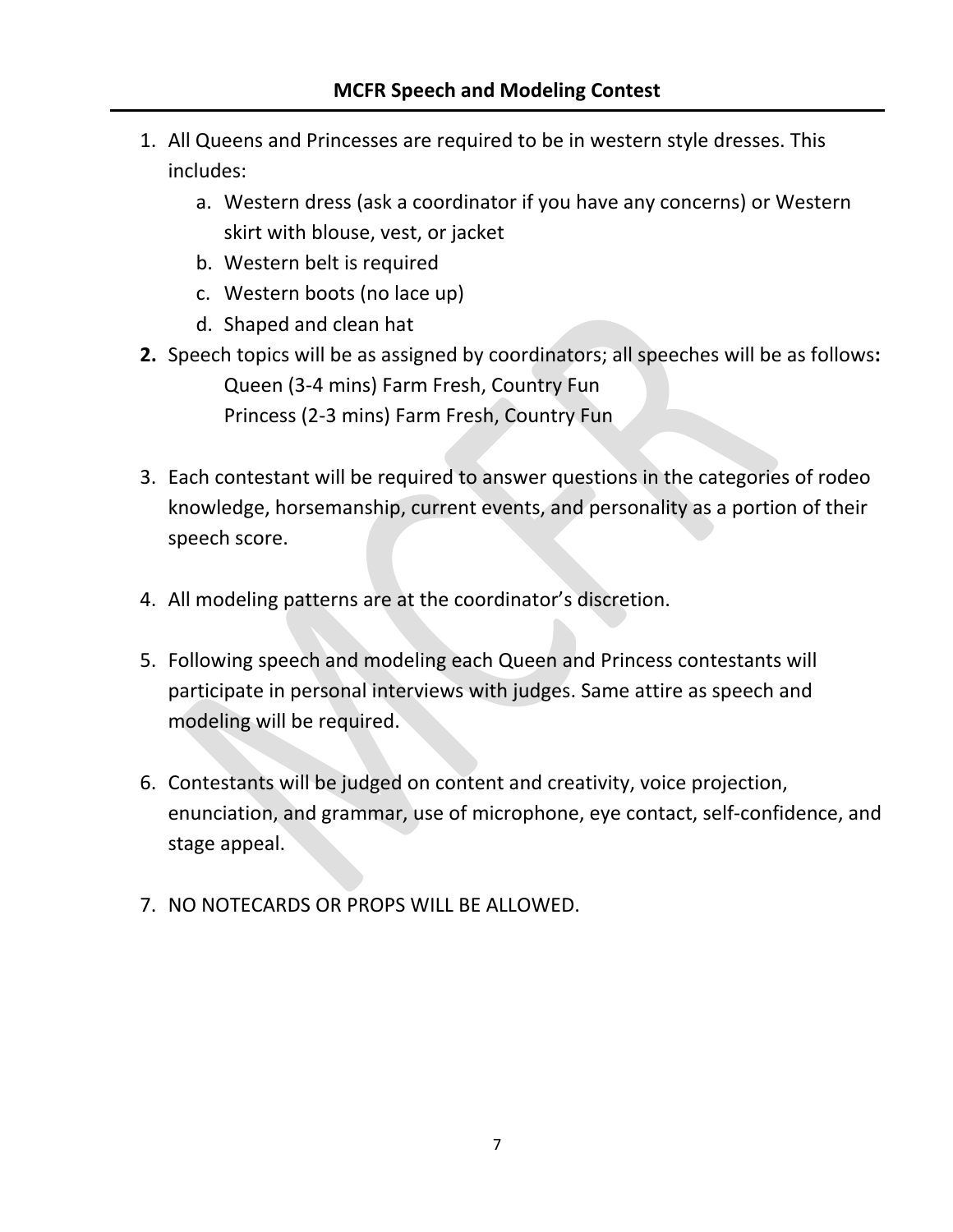## MCFR Speech and Modeling Contest

1. All Queens and Princesses are required to be in western style dresses. This includes:
   a. Western dress (ask a coordinator if you have any concerns) or Western skirt with blouse, vest, or jacket
   b. Western belt is required
   c. Western boots (no lace up)
   d. Shaped and clean hat
2. Speech topics will be as assigned by coordinators; all speeches will be as follows:
   Queen (3-4 mins) Farm Fresh, Country Fun
   Princess (2-3 mins) Farm Fresh, Country Fun
3. Each contestant will be required to answer questions in the categories of rodeo knowledge, horsemanship, current events, and personality as a portion of their speech score.
4. All modeling patterns are at the coordinator's discretion.
5. Following speech and modeling each Queen and Princess contestants will participate in personal interviews with judges. Same attire as speech and modeling will be required.
6. Contestants will be judged on content and creativity, voice projection, enunciation, and grammar, use of microphone, eye contact, self-confidence, and stage appeal.
7. NO NOTECARDS OR PROPS WILL BE ALLOWED.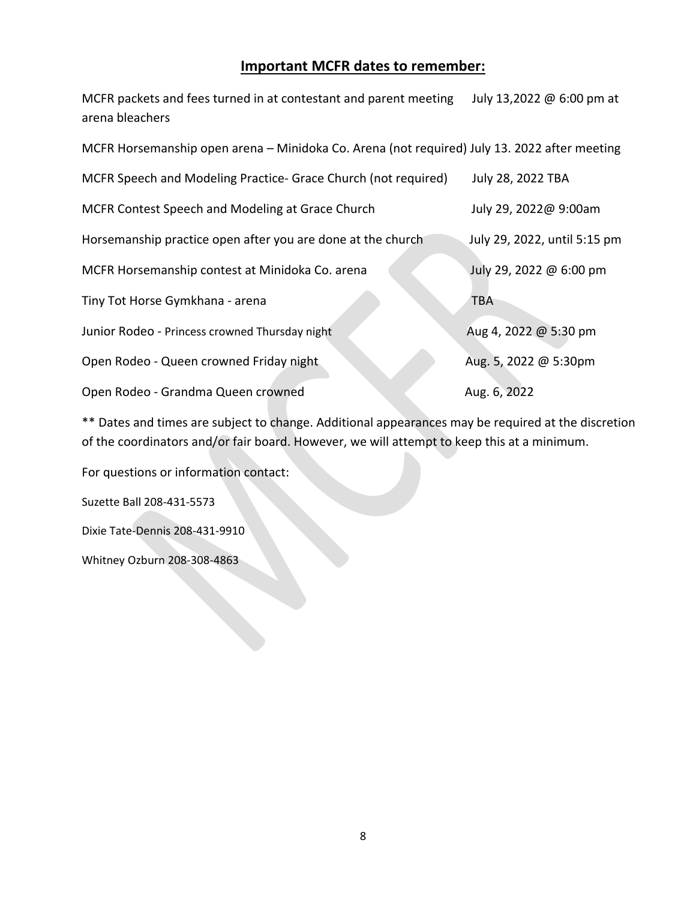## Important MCFR dates to remember:

| | |
|---|---|
| MCFR packets and fees turned in at contestant and parent meeting arena bleachers | July 13,2022 @ 6:00 pm at |
| MCFR Horsemanship open arena – Minidoka Co. Arena (not required) | July 13. 2022 after meeting |
| MCFR Speech and Modeling Practice- Grace Church (not required) | July 28, 2022 TBA |
| MCFR Contest Speech and Modeling at Grace Church | July 29, 2022@ 9:00am |
| Horsemanship practice open after you are done at the church | July 29, 2022, until 5:15 pm |
| MCFR Horsemanship contest at Minidoka Co. arena | July 29, 2022 @ 6:00 pm |
| Tiny Tot Horse Gymkhana - arena | TBA |
| Junior Rodeo - Princess crowned Thursday night | Aug 4, 2022 @ 5:30 pm |
| Open Rodeo - Queen crowned Friday night | Aug. 5, 2022 @ 5:30pm |
| Open Rodeo - Grandma Queen crowned | Aug. 6, 2022 |

** Dates and times are subject to change. Additional appearances may be required at the discretion of the coordinators and/or fair board. However, we will attempt to keep this at a minimum.

For questions or information contact:

Suzette Ball 208-431-5573

Dixie Tate-Dennis 208-431-9910

Whitney Ozburn 208-308-4863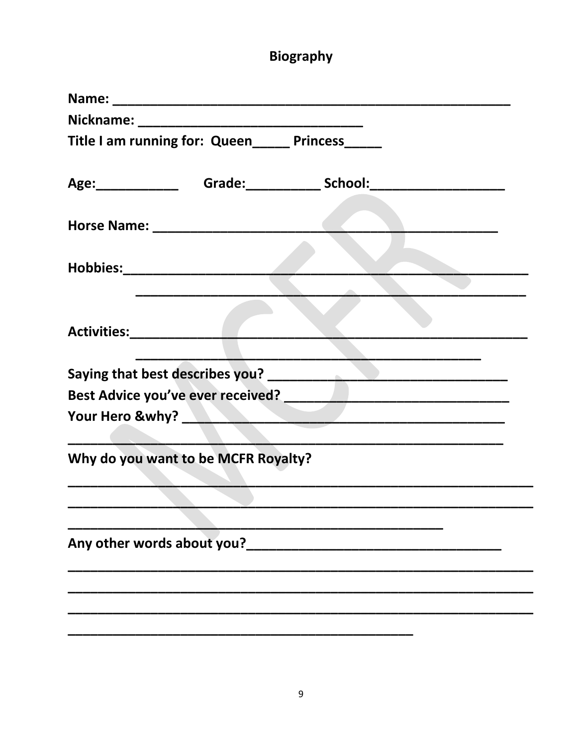# Biography

**Name:** _______________________________________________________

**Nickname:** ______________________________

**Title I am running for: Queen_____ Princess_____**

**Age:___________ Grade:__________ School:__________________**

**Horse Name:** ______________________________________________

**Hobbies:**___________________________________________________________
_____________________________________________________

**Activities:**__________________________________________________________
______________________________________________

**Saying that best describes you?** ________________________________

**Best Advice you've ever received?** _______________________________

**Your Hero &why?** ____________________________________________
_____________________________________________________________

**Why do you want to be MCFR Royalty?**

_______________________________________________________________
_______________________________________________________________
_____________________________________________________

**Any other words about you?**___________________________________

_______________________________________________________________
_______________________________________________________________
_______________________________________________________________
_______________________________________________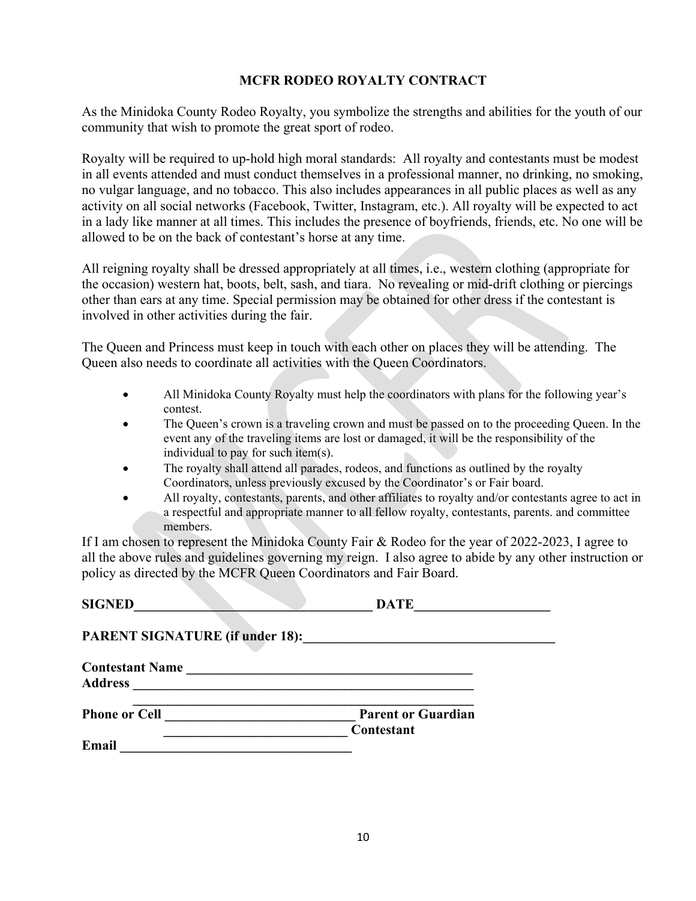# MCFR RODEO ROYALTY CONTRACT

As the Minidoka County Rodeo Royalty, you symbolize the strengths and abilities for the youth of our community that wish to promote the great sport of rodeo.

Royalty will be required to up-hold high moral standards: All royalty and contestants must be modest in all events attended and must conduct themselves in a professional manner, no drinking, no smoking, no vulgar language, and no tobacco. This also includes appearances in all public places as well as any activity on all social networks (Facebook, Twitter, Instagram, etc.). All royalty will be expected to act in a lady like manner at all times. This includes the presence of boyfriends, friends, etc. No one will be allowed to be on the back of contestant's horse at any time.

All reigning royalty shall be dressed appropriately at all times, i.e., western clothing (appropriate for the occasion) western hat, boots, belt, sash, and tiara. No revealing or mid-drift clothing or piercings other than ears at any time. Special permission may be obtained for other dress if the contestant is involved in other activities during the fair.

The Queen and Princess must keep in touch with each other on places they will be attending. The Queen also needs to coordinate all activities with the Queen Coordinators.

- All Minidoka County Royalty must help the coordinators with plans for the following year's contest.
- The Queen's crown is a traveling crown and must be passed on to the proceeding Queen. In the event any of the traveling items are lost or damaged, it will be the responsibility of the individual to pay for such item(s).
- The royalty shall attend all parades, rodeos, and functions as outlined by the royalty Coordinators, unless previously excused by the Coordinator's or Fair board.
- All royalty, contestants, parents, and other affiliates to royalty and/or contestants agree to act in a respectful and appropriate manner to all fellow royalty, contestants, parents. and committee members.

If I am chosen to represent the Minidoka County Fair & Rodeo for the year of 2022-2023, I agree to all the above rules and guidelines governing my reign. I also agree to abide by any other instruction or policy as directed by the MCFR Queen Coordinators and Fair Board.

**SIGNED**\_\_\_\_\_\_\_\_\_\_\_\_\_\_\_\_\_\_\_\_\_\_\_\_\_\_\_\_\_\_\_\_\_\_\_\_ **DATE**\_\_\_\_\_\_\_\_\_\_\_\_\_\_\_\_\_\_\_\_

**PARENT SIGNATURE (if under 18):**\_\_\_\_\_\_\_\_\_\_\_\_\_\_\_\_\_\_\_\_\_\_\_\_\_\_\_\_\_\_\_\_\_\_\_\_\_\_

**Contestant Name** \_\_\_\_\_\_\_\_\_\_\_\_\_\_\_\_\_\_\_\_\_\_\_\_\_\_\_\_\_\_\_\_\_\_\_\_\_\_\_\_\_\_\_

**Address** \_\_\_\_\_\_\_\_\_\_\_\_\_\_\_\_\_\_\_\_\_\_\_\_\_\_\_\_\_\_\_\_\_\_\_\_\_\_\_\_\_\_\_\_\_\_\_\_\_\_\_

\_\_\_\_\_\_\_\_\_\_\_\_\_\_\_\_\_\_\_\_\_\_\_\_\_\_\_\_\_\_\_\_\_\_\_\_\_\_\_\_\_\_\_\_\_\_\_\_\_\_\_

**Phone or Cell** \_\_\_\_\_\_\_\_\_\_\_\_\_\_\_\_\_\_\_\_\_\_\_\_\_\_\_\_\_ **Parent or Guardian**

\_\_\_\_\_\_\_\_\_\_\_\_\_\_\_\_\_\_\_\_\_\_\_\_\_\_\_\_ **Contestant**

**Email** \_\_\_\_\_\_\_\_\_\_\_\_\_\_\_\_\_\_\_\_\_\_\_\_\_\_\_\_\_\_\_\_\_\_\_\_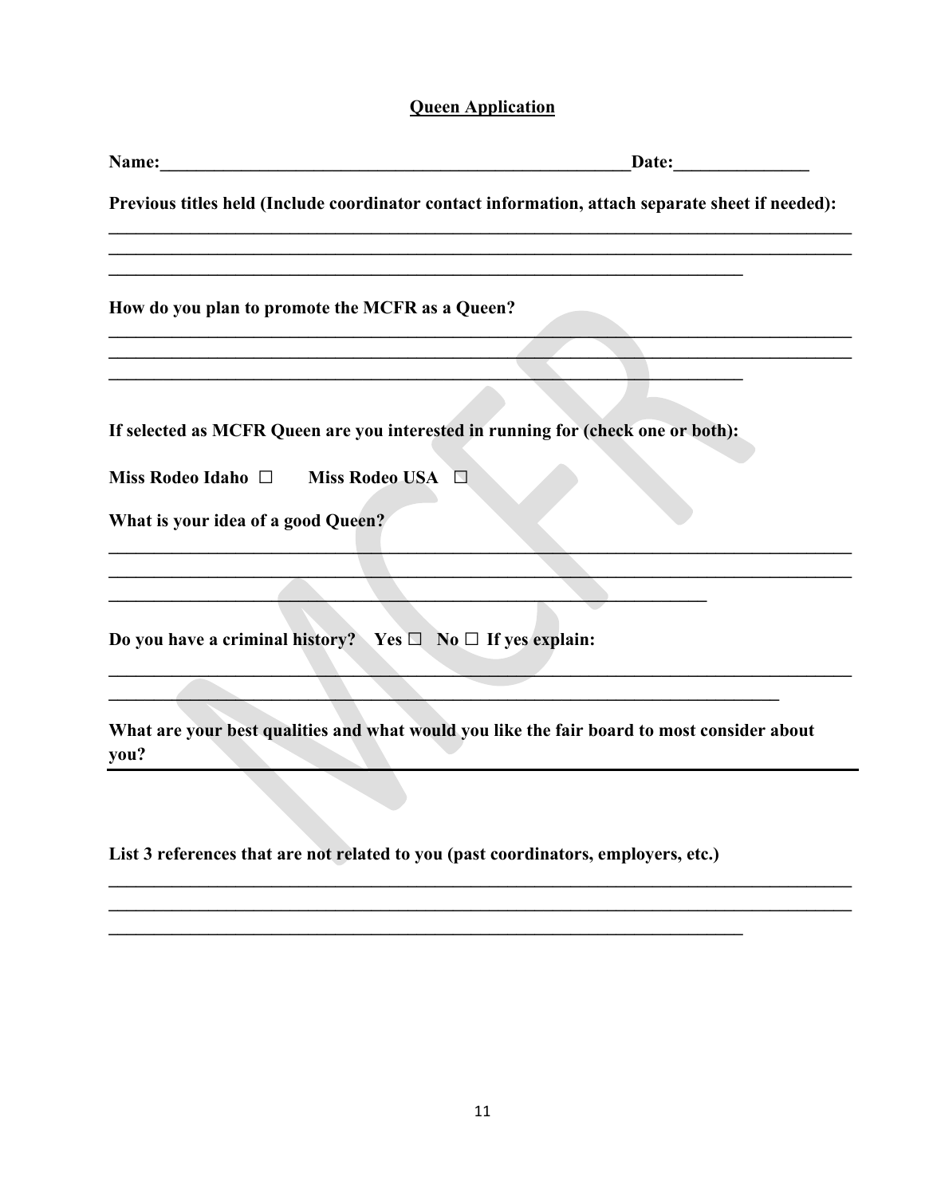# Queen Application

**Name:**\_\_\_\_\_\_\_\_\_\_\_\_\_\_\_\_\_\_\_\_\_\_\_\_\_\_\_\_\_\_\_\_\_\_\_\_\_\_\_\_\_\_\_\_\_\_\_\_\_\_\_\_**Date:**\_\_\_\_\_\_\_\_\_\_\_\_\_\_\_

**Previous titles held (Include coordinator contact information, attach separate sheet if needed):**

\_\_\_\_\_\_\_\_\_\_\_\_\_\_\_\_\_\_\_\_\_\_\_\_\_\_\_\_\_\_\_\_\_\_\_\_\_\_\_\_\_\_\_\_\_\_\_\_\_\_\_\_\_\_\_\_\_\_\_\_\_\_\_\_\_\_\_\_\_\_\_\_\_\_\_\_\_\_\_\_\_\_
\_\_\_\_\_\_\_\_\_\_\_\_\_\_\_\_\_\_\_\_\_\_\_\_\_\_\_\_\_\_\_\_\_\_\_\_\_\_\_\_\_\_\_\_\_\_\_\_\_\_\_\_\_\_\_\_\_\_\_\_\_\_\_\_\_\_\_\_\_\_\_\_\_\_\_\_\_\_\_\_\_\_
\_\_\_\_\_\_\_\_\_\_\_\_\_\_\_\_\_\_\_\_\_\_\_\_\_\_\_\_\_\_\_\_\_\_\_\_\_\_\_\_\_\_\_\_\_\_\_\_\_\_\_\_\_\_\_\_\_\_\_\_\_\_\_\_\_\_\_\_\_\_

**How do you plan to promote the MCFR as a Queen?**

\_\_\_\_\_\_\_\_\_\_\_\_\_\_\_\_\_\_\_\_\_\_\_\_\_\_\_\_\_\_\_\_\_\_\_\_\_\_\_\_\_\_\_\_\_\_\_\_\_\_\_\_\_\_\_\_\_\_\_\_\_\_\_\_\_\_\_\_\_\_\_\_\_\_\_\_\_\_\_\_\_\_
\_\_\_\_\_\_\_\_\_\_\_\_\_\_\_\_\_\_\_\_\_\_\_\_\_\_\_\_\_\_\_\_\_\_\_\_\_\_\_\_\_\_\_\_\_\_\_\_\_\_\_\_\_\_\_\_\_\_\_\_\_\_\_\_\_\_\_\_\_\_\_\_\_\_\_\_\_\_\_\_\_\_
\_\_\_\_\_\_\_\_\_\_\_\_\_\_\_\_\_\_\_\_\_\_\_\_\_\_\_\_\_\_\_\_\_\_\_\_\_\_\_\_\_\_\_\_\_\_\_\_\_\_\_\_\_\_\_\_\_\_\_\_\_\_\_\_\_\_\_\_\_\_

**If selected as MCFR Queen are you interested in running for (check one or both):**

**Miss Rodeo Idaho** ☐ **Miss Rodeo USA** ☐

**What is your idea of a good Queen?**

\_\_\_\_\_\_\_\_\_\_\_\_\_\_\_\_\_\_\_\_\_\_\_\_\_\_\_\_\_\_\_\_\_\_\_\_\_\_\_\_\_\_\_\_\_\_\_\_\_\_\_\_\_\_\_\_\_\_\_\_\_\_\_\_\_\_\_\_\_\_\_\_\_\_\_\_\_\_\_\_\_\_
\_\_\_\_\_\_\_\_\_\_\_\_\_\_\_\_\_\_\_\_\_\_\_\_\_\_\_\_\_\_\_\_\_\_\_\_\_\_\_\_\_\_\_\_\_\_\_\_\_\_\_\_\_\_\_\_\_\_\_\_\_\_\_\_\_\_\_\_\_\_\_\_\_\_\_\_\_\_\_\_\_\_
\_\_\_\_\_\_\_\_\_\_\_\_\_\_\_\_\_\_\_\_\_\_\_\_\_\_\_\_\_\_\_\_\_\_\_\_\_\_\_\_\_\_\_\_\_\_\_\_\_\_\_\_\_\_\_\_\_\_\_\_\_\_\_\_\_\_

**Do you have a criminal history? Yes** ☐ **No** ☐ **If yes explain:**

\_\_\_\_\_\_\_\_\_\_\_\_\_\_\_\_\_\_\_\_\_\_\_\_\_\_\_\_\_\_\_\_\_\_\_\_\_\_\_\_\_\_\_\_\_\_\_\_\_\_\_\_\_\_\_\_\_\_\_\_\_\_\_\_\_\_\_\_\_\_\_\_\_\_\_\_\_\_\_\_\_\_
\_\_\_\_\_\_\_\_\_\_\_\_\_\_\_\_\_\_\_\_\_\_\_\_\_\_\_\_\_\_\_\_\_\_\_\_\_\_\_\_\_\_\_\_\_\_\_\_\_\_\_\_\_\_\_\_\_\_\_\_\_\_\_\_\_\_\_\_\_\_\_\_\_\_

**What are your best qualities and what would you like the fair board to most consider about you?**

\_\_\_\_\_\_\_\_\_\_\_\_\_\_\_\_\_\_\_\_\_\_\_\_\_\_\_\_\_\_\_\_\_\_\_\_\_\_\_\_\_\_\_\_\_\_\_\_\_\_\_\_\_\_\_\_\_\_\_\_\_\_\_\_\_\_\_\_\_\_\_\_\_\_\_\_\_\_\_\_\_\_

**List 3 references that are not related to you (past coordinators, employers, etc.)**

\_\_\_\_\_\_\_\_\_\_\_\_\_\_\_\_\_\_\_\_\_\_\_\_\_\_\_\_\_\_\_\_\_\_\_\_\_\_\_\_\_\_\_\_\_\_\_\_\_\_\_\_\_\_\_\_\_\_\_\_\_\_\_\_\_\_\_\_\_\_\_\_\_\_\_\_\_\_\_\_\_\_
\_\_\_\_\_\_\_\_\_\_\_\_\_\_\_\_\_\_\_\_\_\_\_\_\_\_\_\_\_\_\_\_\_\_\_\_\_\_\_\_\_\_\_\_\_\_\_\_\_\_\_\_\_\_\_\_\_\_\_\_\_\_\_\_\_\_\_\_\_\_\_\_\_\_\_\_\_\_\_\_\_\_
\_\_\_\_\_\_\_\_\_\_\_\_\_\_\_\_\_\_\_\_\_\_\_\_\_\_\_\_\_\_\_\_\_\_\_\_\_\_\_\_\_\_\_\_\_\_\_\_\_\_\_\_\_\_\_\_\_\_\_\_\_\_\_\_\_\_\_\_\_\_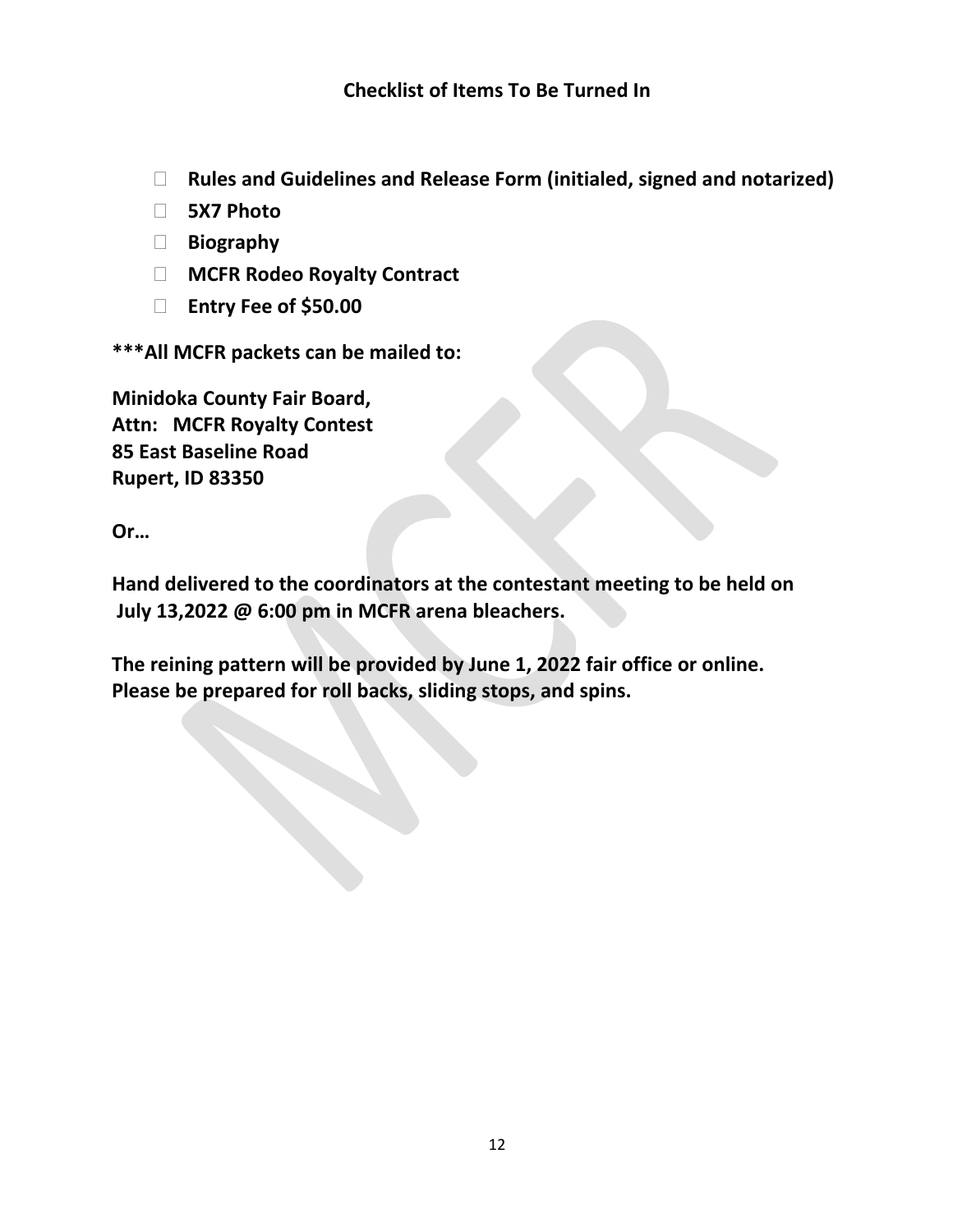## Checklist of Items To Be Turned In

- ☐ **Rules and Guidelines and Release Form (initialed, signed and notarized)**
- ☐ **5X7 Photo**
- ☐ **Biography**
- ☐ **MCFR Rodeo Royalty Contract**
- ☐ **Entry Fee of $50.00**

**\*\*\*All MCFR packets can be mailed to:**

**Minidoka County Fair Board,**
**Attn: MCFR Royalty Contest**
**85 East Baseline Road**
**Rupert, ID 83350**

**Or…**

**Hand delivered to the coordinators at the contestant meeting to be held on July 13,2022 @ 6:00 pm in MCFR arena bleachers.**

**The reining pattern will be provided by June 1, 2022 fair office or online. Please be prepared for roll backs, sliding stops, and spins.**